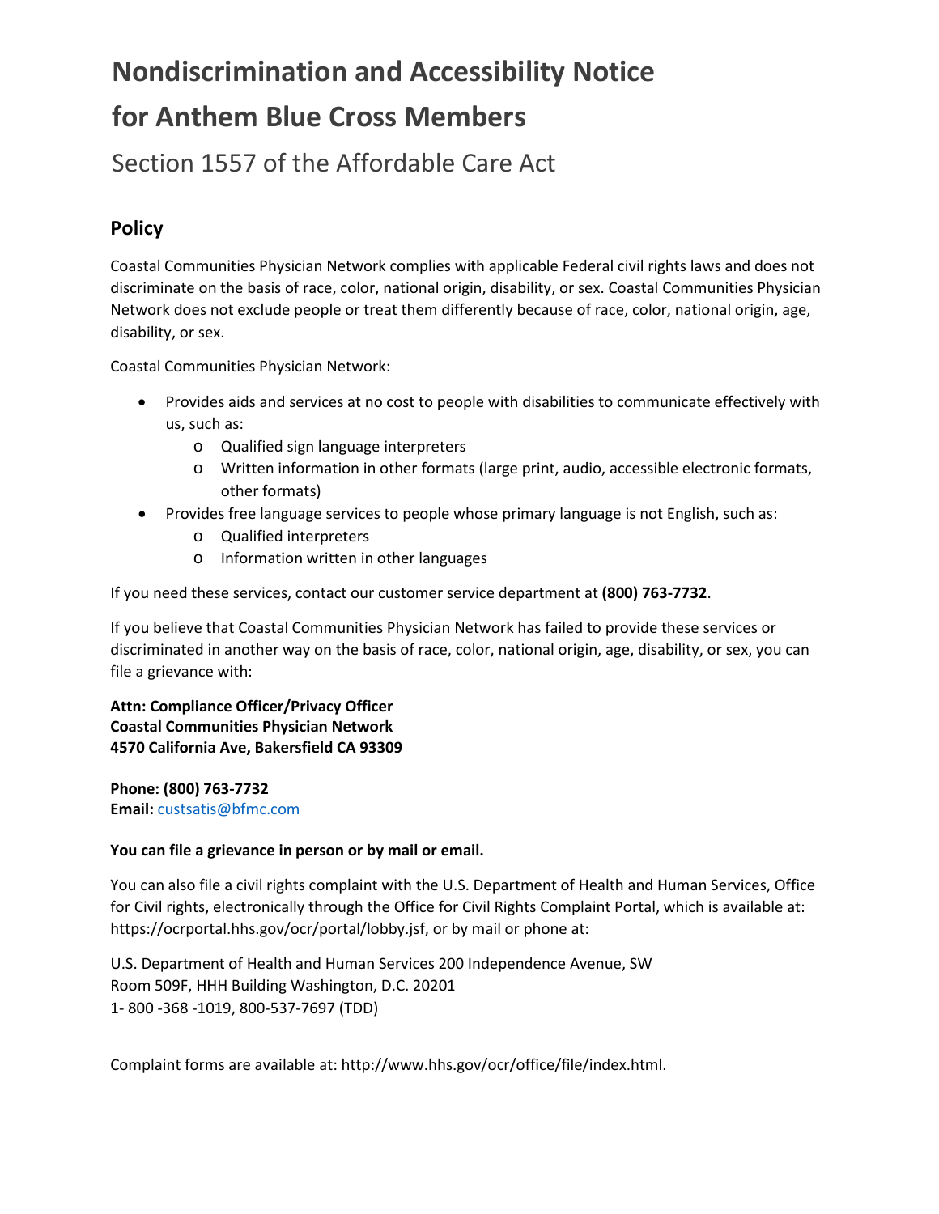# Nondiscrimination and Accessibility Notice for Anthem Blue Cross Members

Section 1557 of the Affordable Care Act

## Policy

Coastal Communities Physician Network complies with applicable Federal civil rights laws and does not discriminate on the basis of race, color, national origin, disability, or sex. Coastal Communities Physician Network does not exclude people or treat them differently because of race, color, national origin, age, disability, or sex.

Coastal Communities Physician Network:

- Provides aids and services at no cost to people with disabilities to communicate effectively with us, such as:
  - Qualified sign language interpreters
  - Written information in other formats (large print, audio, accessible electronic formats, other formats)
- Provides free language services to people whose primary language is not English, such as:
  - Qualified interpreters
  - Information written in other languages

If you need these services, contact our customer service department at **(800) 763-7732**.

If you believe that Coastal Communities Physician Network has failed to provide these services or discriminated in another way on the basis of race, color, national origin, age, disability, or sex, you can file a grievance with:

**Attn: Compliance Officer/Privacy Officer**
**Coastal Communities Physician Network**
**4570 California Ave, Bakersfield CA 93309**

**Phone: (800) 763-7732**
**Email:** custsatis@bfmc.com

**You can file a grievance in person or by mail or email.**

You can also file a civil rights complaint with the U.S. Department of Health and Human Services, Office for Civil rights, electronically through the Office for Civil Rights Complaint Portal, which is available at: https://ocrportal.hhs.gov/ocr/portal/lobby.jsf, or by mail or phone at:

U.S. Department of Health and Human Services 200 Independence Avenue, SW
Room 509F, HHH Building Washington, D.C. 20201
1- 800 -368 -1019, 800-537-7697 (TDD)

Complaint forms are available at: http://www.hhs.gov/ocr/office/file/index.html.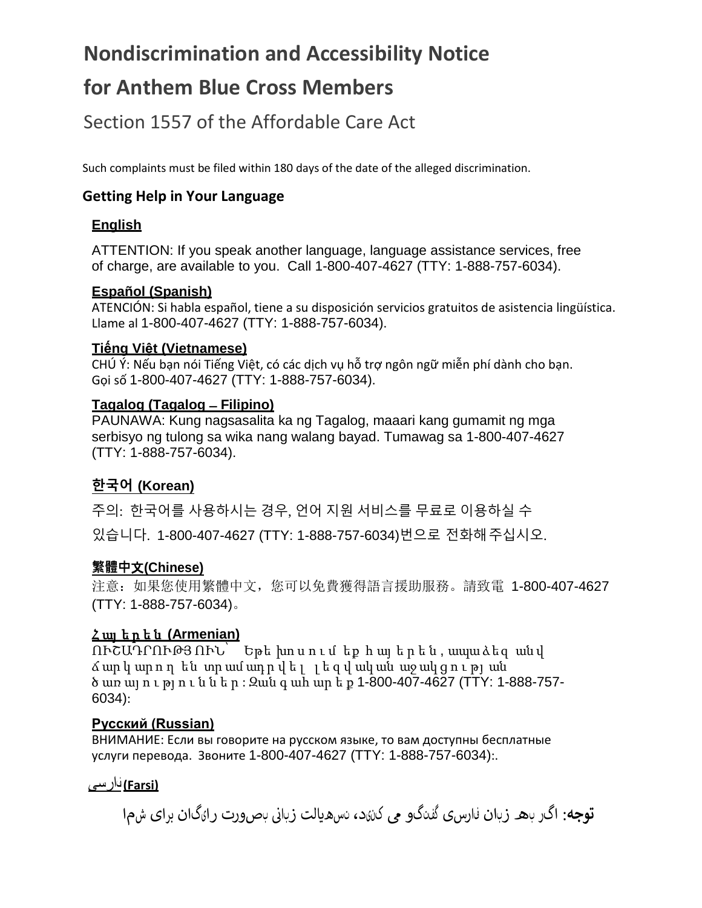# Nondiscrimination and Accessibility Notice for Anthem Blue Cross Members

## Section 1557 of the Affordable Care Act

Such complaints must be filed within 180 days of the date of the alleged discrimination.

### Getting Help in Your Language

**English**

ATTENTION: If you speak another language, language assistance services, free of charge, are available to you. Call 1-800-407-4627 (TTY: 1-888-757-6034).

**Español (Spanish)**

ATENCIÓN: Si habla español, tiene a su disposición servicios gratuitos de asistencia lingüística. Llame al 1-800-407-4627 (TTY: 1-888-757-6034).

**Tiếng Việt (Vietnamese)**

CHÚ Ý: Nếu bạn nói Tiếng Việt, có các dịch vụ hỗ trợ ngôn ngữ miễn phí dành cho bạn. Gọi số 1-800-407-4627 (TTY: 1-888-757-6034).

**Tagalog (Tagalog – Filipino)**

PAUNAWA: Kung nagsasalita ka ng Tagalog, maaari kang gumamit ng mga serbisyo ng tulong sa wika nang walang bayad. Tumawag sa 1-800-407-4627 (TTY: 1-888-757-6034).

**한국어 (Korean)**

주의: 한국어를 사용하시는 경우, 언어 지원 서비스를 무료로 이용하실 수 있습니다. 1-800-407-4627 (TTY: 1-888-757-6034)번으로 전화해 주십시오.

**繁體中文(Chinese)**

注意：如果您使用繁體中文，您可以免費獲得語言援助服務。請致電 1-800-407-4627 (TTY: 1-888-757-6034)。

**Հայերեն (Armenian)**

ՈՒՇԱԴՐՈՒԹՅՈՒՆ՝ Եթե խոսում եք հայերեն, ապա ձեզ անվճար կարող են տրամադրվել լեզվական աջակցության ծառայություններ: Զանգահարեք 1-800-407-4627 (TTY: 1-888-757-6034):

**Русский (Russian)**

ВНИМАНИЕ: Если вы говорите на русском языке, то вам доступны бесплатные услуги перевода. Звоните 1-800-407-4627 (TTY: 1-888-757-6034):.

**فارسی (Farsi)**

**توجه**: اگر به زبان فارسی گفتگو می کنید، تسهیلات زبانی بصورت رایگان برای شما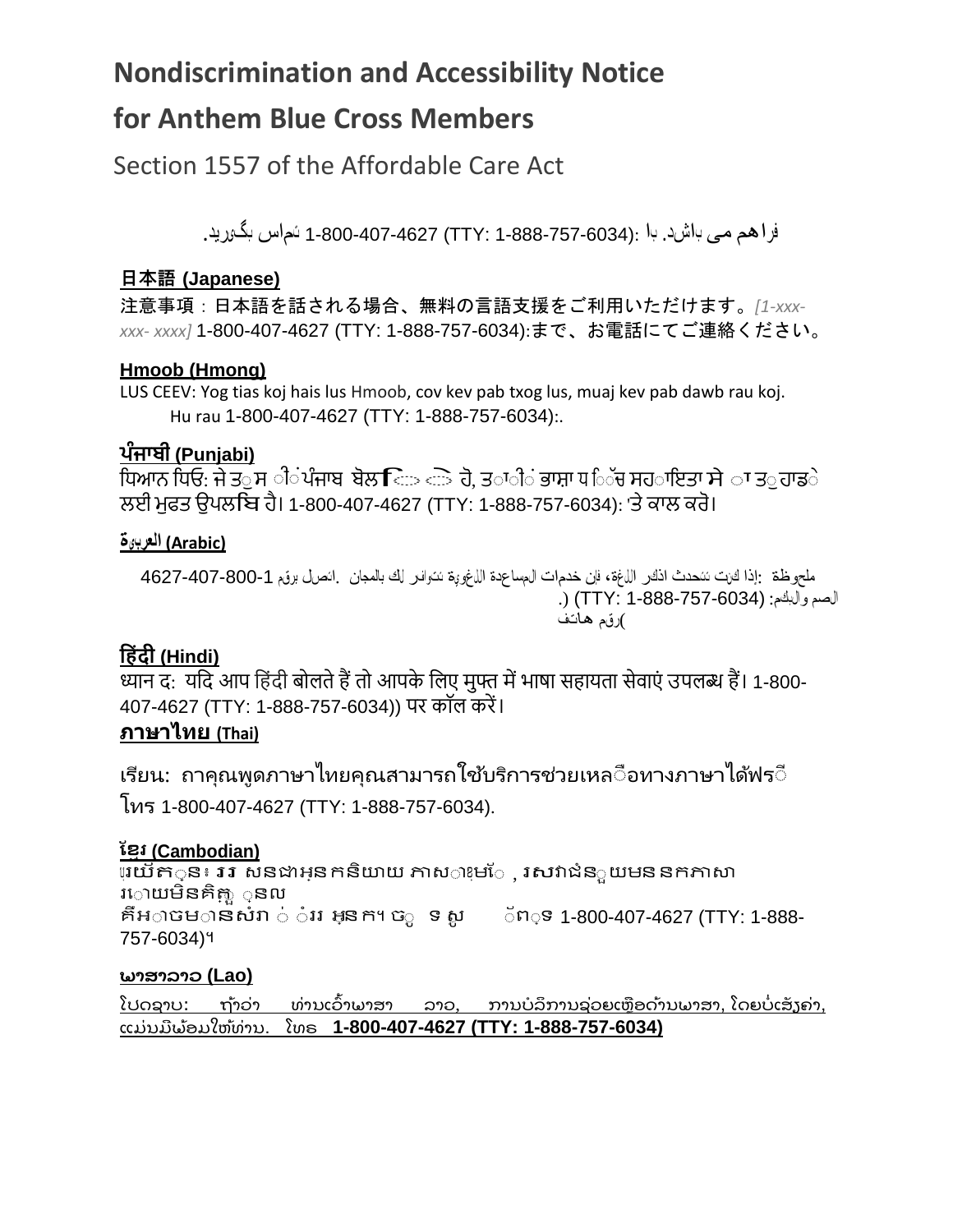# Nondiscrimination and Accessibility Notice

# for Anthem Blue Cross Members

Section 1557 of the Affordable Care Act

فراهم می باشد. با :(TTY: 1-888-757-6034) 1-800-407-4627 تماس بگیرید.

### 日本語 (Japanese)

注意事項：日本語を話される場合、無料の言語支援をご利用いただけます。*[1-xxx-xxx- xxxx]* 1-800-407-4627 (TTY: 1-888-757-6034):まで、お電話にてご連絡ください。

### Hmoob (Hmong)

LUS CEEV: Yog tias koj hais lus Hmoob, cov kev pab txog lus, muaj kev pab dawb rau koj.
Hu rau 1-800-407-4627 (TTY: 1-888-757-6034):.

### ਪੰਜਾਬੀ (Punjabi)

ਧਿਆਨ ਦਿਓ: ਜੇ ਤੁਸੀਂ ਪੰਜਾਬੀ ਬੋਲਦੇ ਹੋ, ਤਾਂ ਭਾਸ਼ਾ ਵਿੱਚ ਸਹਾਇਤਾ ਸੇਵਾ ਤੁਹਾਡੇ ਲਈ ਮੁਫਤ ਉਪਲਬਧ ਹੈ। 1-800-407-4627 (TTY: 1-888-757-6034): 'ਤੇ ਕਾਲ ਕਰੋ।

### العربية (Arabic)

ملحوظة: إذا كنت تتحدث اذكر اللغة، فإن خدمات المساعدة اللغوية تتوافر لك بالمجان. اتصل برقم 1-800-407-4627 (رقم هاتف الصم والبكم: (TTY: 1-888-757-6034).)

### हिंदी (Hindi)

ध्यान दें: यदि आप हिंदी बोलते हैं तो आपके लिए मुफ्त में भाषा सहायता सेवाएं उपलब्ध हैं। 1-800-407-4627 (TTY: 1-888-757-6034)) पर कॉल करें।

### ภาษาไทย (Thai)

เรียน: ถ้าคุณพูดภาษาไทยคุณสามารถใช้บริการช่วยเหลือทางภาษาได้ฟรี โทร 1-800-407-4627 (TTY: 1-888-757-6034).

### ខ្មែរ (Cambodian)

ប្រយ័ត្ន៖ បើសិនជាអ្នកនិយាយ ភាសាខ្មែរ, សេវាជំនួយមផ្នែកភាសា ដោយមិនគិតឈ្នួល គឺអាចមានសំរាប់បំរើអ្នក។ ចូរ ទូរស័ព្ទ 1-800-407-4627 (TTY: 1-888-757-6034)។

### ພາສາລາວ (Lao)

ໂປດຊາບ: ຖ້າວ່າ ທ່ານເວົ້າພາສາ ລາວ, ການບໍລິການຊ່ວຍເຫຼືອດ້ານພາສາ, ໂດຍບໍ່ເສັຽຄ່າ, ແມ່ນມີພ້ອມໃຫ້ທ່ານ. ໂທຣ **1-800-407-4627 (TTY: 1-888-757-6034)**